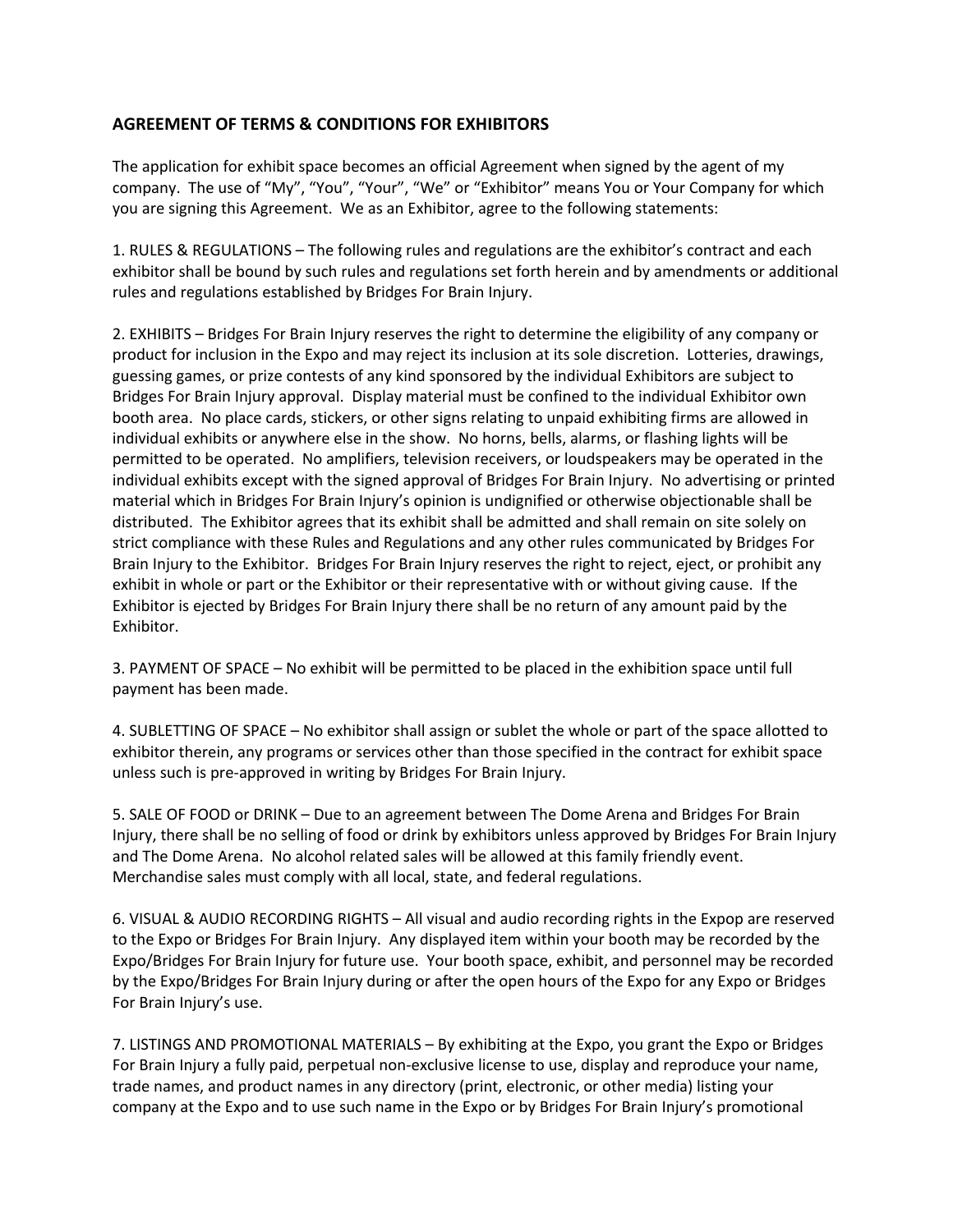## AGREEMENT OF TERMS & CONDITIONS FOR EXHIBITORS

The application for exhibit space becomes an official Agreement when signed by the agent of my company. The use of "My", "You", "Your", "We" or "Exhibitor" means You or Your Company for which you are signing this Agreement. We as an Exhibitor, agree to the following statements:

1. RULES & REGULATIONS – The following rules and regulations are the exhibitor's contract and each exhibitor shall be bound by such rules and regulations set forth herein and by amendments or additional rules and regulations established by Bridges For Brain Injury.

2. EXHIBITS – Bridges For Brain Injury reserves the right to determine the eligibility of any company or product for inclusion in the Expo and may reject its inclusion at its sole discretion. Lotteries, drawings, guessing games, or prize contests of any kind sponsored by the individual Exhibitors are subject to Bridges For Brain Injury approval. Display material must be confined to the individual Exhibitor own booth area. No place cards, stickers, or other signs relating to unpaid exhibiting firms are allowed in individual exhibits or anywhere else in the show. No horns, bells, alarms, or flashing lights will be permitted to be operated. No amplifiers, television receivers, or loudspeakers may be operated in the individual exhibits except with the signed approval of Bridges For Brain Injury. No advertising or printed material which in Bridges For Brain Injury's opinion is undignified or otherwise objectionable shall be distributed. The Exhibitor agrees that its exhibit shall be admitted and shall remain on site solely on strict compliance with these Rules and Regulations and any other rules communicated by Bridges For Brain Injury to the Exhibitor. Bridges For Brain Injury reserves the right to reject, eject, or prohibit any exhibit in whole or part or the Exhibitor or their representative with or without giving cause. If the Exhibitor is ejected by Bridges For Brain Injury there shall be no return of any amount paid by the Exhibitor.

3. PAYMENT OF SPACE – No exhibit will be permitted to be placed in the exhibition space until full payment has been made.

4. SUBLETTING OF SPACE – No exhibitor shall assign or sublet the whole or part of the space allotted to exhibitor therein, any programs or services other than those specified in the contract for exhibit space unless such is pre-approved in writing by Bridges For Brain Injury.

5. SALE OF FOOD or DRINK – Due to an agreement between The Dome Arena and Bridges For Brain Injury, there shall be no selling of food or drink by exhibitors unless approved by Bridges For Brain Injury and The Dome Arena. No alcohol related sales will be allowed at this family friendly event. Merchandise sales must comply with all local, state, and federal regulations.

6. VISUAL & AUDIO RECORDING RIGHTS – All visual and audio recording rights in the Expop are reserved to the Expo or Bridges For Brain Injury. Any displayed item within your booth may be recorded by the Expo/Bridges For Brain Injury for future use. Your booth space, exhibit, and personnel may be recorded by the Expo/Bridges For Brain Injury during or after the open hours of the Expo for any Expo or Bridges For Brain Injury's use.

7. LISTINGS AND PROMOTIONAL MATERIALS – By exhibiting at the Expo, you grant the Expo or Bridges For Brain Injury a fully paid, perpetual non-exclusive license to use, display and reproduce your name, trade names, and product names in any directory (print, electronic, or other media) listing your company at the Expo and to use such name in the Expo or by Bridges For Brain Injury's promotional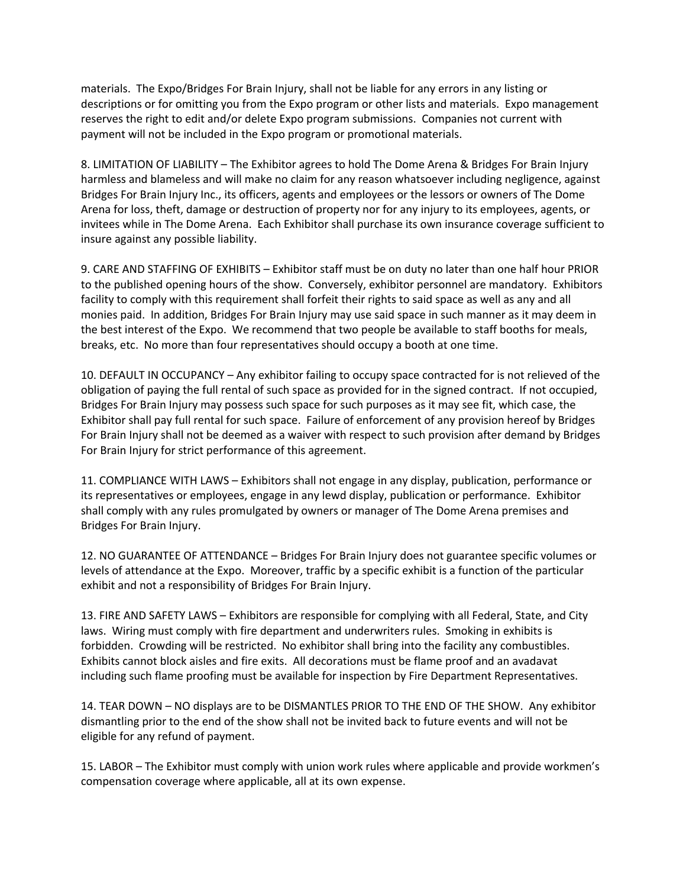materials. The Expo/Bridges For Brain Injury, shall not be liable for any errors in any listing or descriptions or for omitting you from the Expo program or other lists and materials. Expo management reserves the right to edit and/or delete Expo program submissions. Companies not current with payment will not be included in the Expo program or promotional materials.

8. LIMITATION OF LIABILITY – The Exhibitor agrees to hold The Dome Arena & Bridges For Brain Injury harmless and blameless and will make no claim for any reason whatsoever including negligence, against Bridges For Brain Injury Inc., its officers, agents and employees or the lessors or owners of The Dome Arena for loss, theft, damage or destruction of property nor for any injury to its employees, agents, or invitees while in The Dome Arena. Each Exhibitor shall purchase its own insurance coverage sufficient to insure against any possible liability.

9. CARE AND STAFFING OF EXHIBITS – Exhibitor staff must be on duty no later than one half hour PRIOR to the published opening hours of the show. Conversely, exhibitor personnel are mandatory. Exhibitors facility to comply with this requirement shall forfeit their rights to said space as well as any and all monies paid. In addition, Bridges For Brain Injury may use said space in such manner as it may deem in the best interest of the Expo. We recommend that two people be available to staff booths for meals, breaks, etc. No more than four representatives should occupy a booth at one time.

10. DEFAULT IN OCCUPANCY – Any exhibitor failing to occupy space contracted for is not relieved of the obligation of paying the full rental of such space as provided for in the signed contract. If not occupied, Bridges For Brain Injury may possess such space for such purposes as it may see fit, which case, the Exhibitor shall pay full rental for such space. Failure of enforcement of any provision hereof by Bridges For Brain Injury shall not be deemed as a waiver with respect to such provision after demand by Bridges For Brain Injury for strict performance of this agreement.

11. COMPLIANCE WITH LAWS – Exhibitors shall not engage in any display, publication, performance or its representatives or employees, engage in any lewd display, publication or performance. Exhibitor shall comply with any rules promulgated by owners or manager of The Dome Arena premises and Bridges For Brain Injury.

12. NO GUARANTEE OF ATTENDANCE – Bridges For Brain Injury does not guarantee specific volumes or levels of attendance at the Expo. Moreover, traffic by a specific exhibit is a function of the particular exhibit and not a responsibility of Bridges For Brain Injury.

13. FIRE AND SAFETY LAWS – Exhibitors are responsible for complying with all Federal, State, and City laws. Wiring must comply with fire department and underwriters rules. Smoking in exhibits is forbidden. Crowding will be restricted. No exhibitor shall bring into the facility any combustibles. Exhibits cannot block aisles and fire exits. All decorations must be flame proof and an avadavat including such flame proofing must be available for inspection by Fire Department Representatives.

14. TEAR DOWN – NO displays are to be DISMANTLES PRIOR TO THE END OF THE SHOW. Any exhibitor dismantling prior to the end of the show shall not be invited back to future events and will not be eligible for any refund of payment.

15. LABOR – The Exhibitor must comply with union work rules where applicable and provide workmen's compensation coverage where applicable, all at its own expense.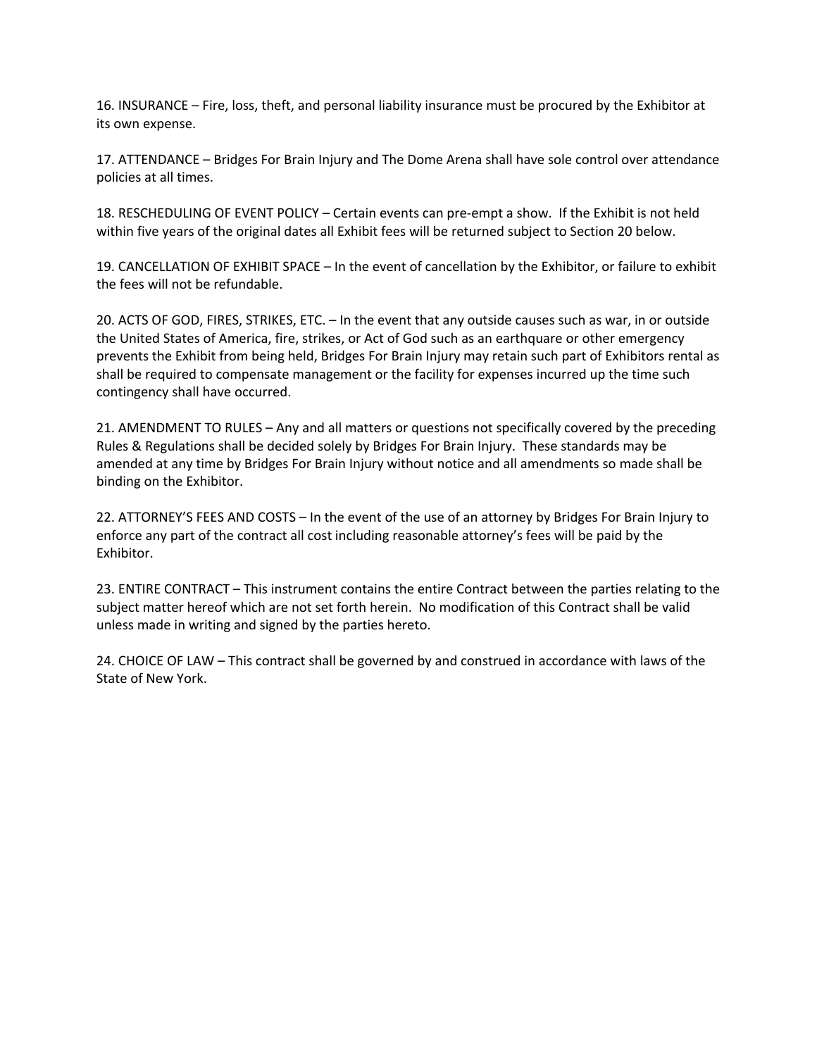16. INSURANCE – Fire, loss, theft, and personal liability insurance must be procured by the Exhibitor at its own expense.

17. ATTENDANCE – Bridges For Brain Injury and The Dome Arena shall have sole control over attendance policies at all times.

18. RESCHEDULING OF EVENT POLICY – Certain events can pre-empt a show. If the Exhibit is not held within five years of the original dates all Exhibit fees will be returned subject to Section 20 below.

19. CANCELLATION OF EXHIBIT SPACE – In the event of cancellation by the Exhibitor, or failure to exhibit the fees will not be refundable.

20. ACTS OF GOD, FIRES, STRIKES, ETC. – In the event that any outside causes such as war, in or outside the United States of America, fire, strikes, or Act of God such as an earthquare or other emergency prevents the Exhibit from being held, Bridges For Brain Injury may retain such part of Exhibitors rental as shall be required to compensate management or the facility for expenses incurred up the time such contingency shall have occurred.

21. AMENDMENT TO RULES – Any and all matters or questions not specifically covered by the preceding Rules & Regulations shall be decided solely by Bridges For Brain Injury. These standards may be amended at any time by Bridges For Brain Injury without notice and all amendments so made shall be binding on the Exhibitor.

22. ATTORNEY'S FEES AND COSTS – In the event of the use of an attorney by Bridges For Brain Injury to enforce any part of the contract all cost including reasonable attorney's fees will be paid by the Exhibitor.

23. ENTIRE CONTRACT – This instrument contains the entire Contract between the parties relating to the subject matter hereof which are not set forth herein. No modification of this Contract shall be valid unless made in writing and signed by the parties hereto.

24. CHOICE OF LAW – This contract shall be governed by and construed in accordance with laws of the State of New York.